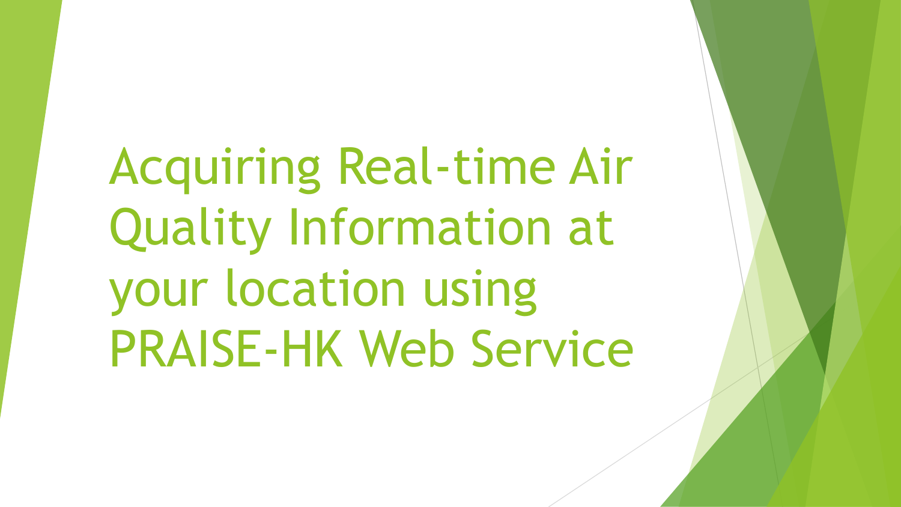# Acquiring Real-time Air Quality Information at your location using PRAISE-HK Web Service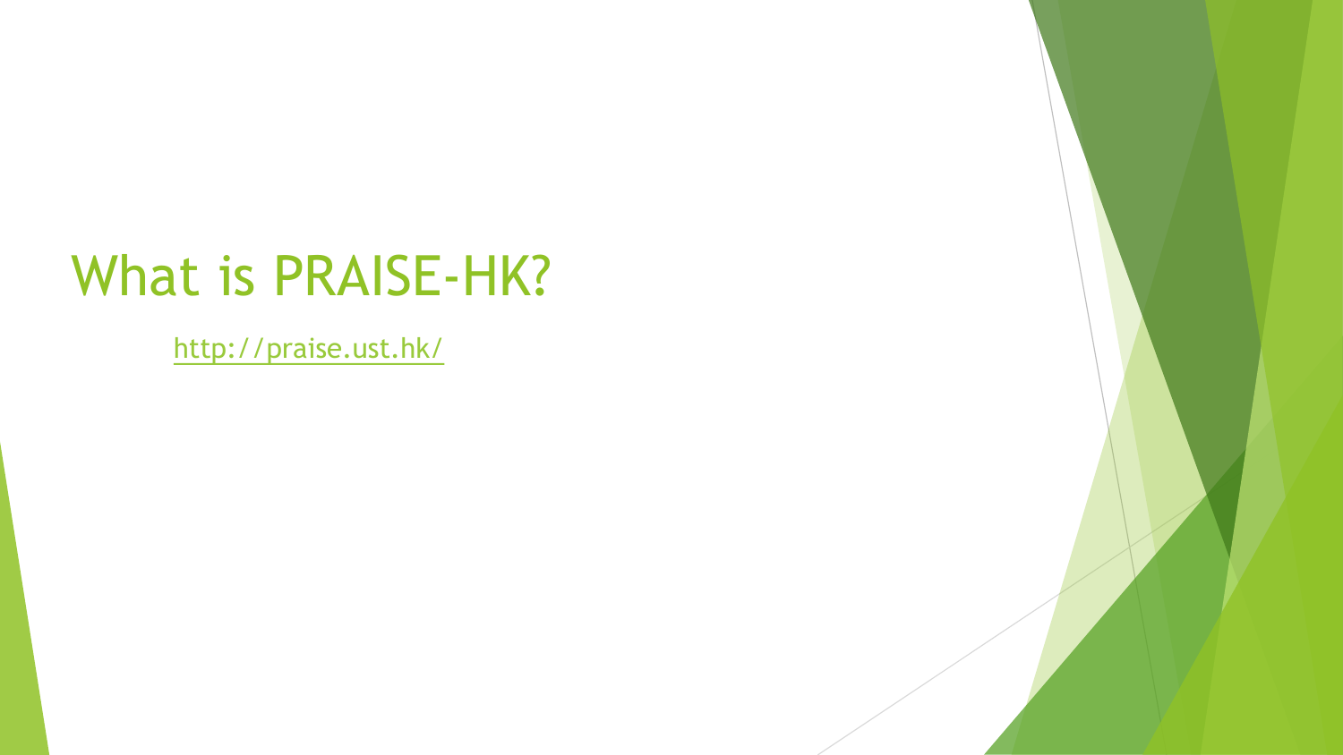# What is PRAISE-HK?

http://praise.ust.hk/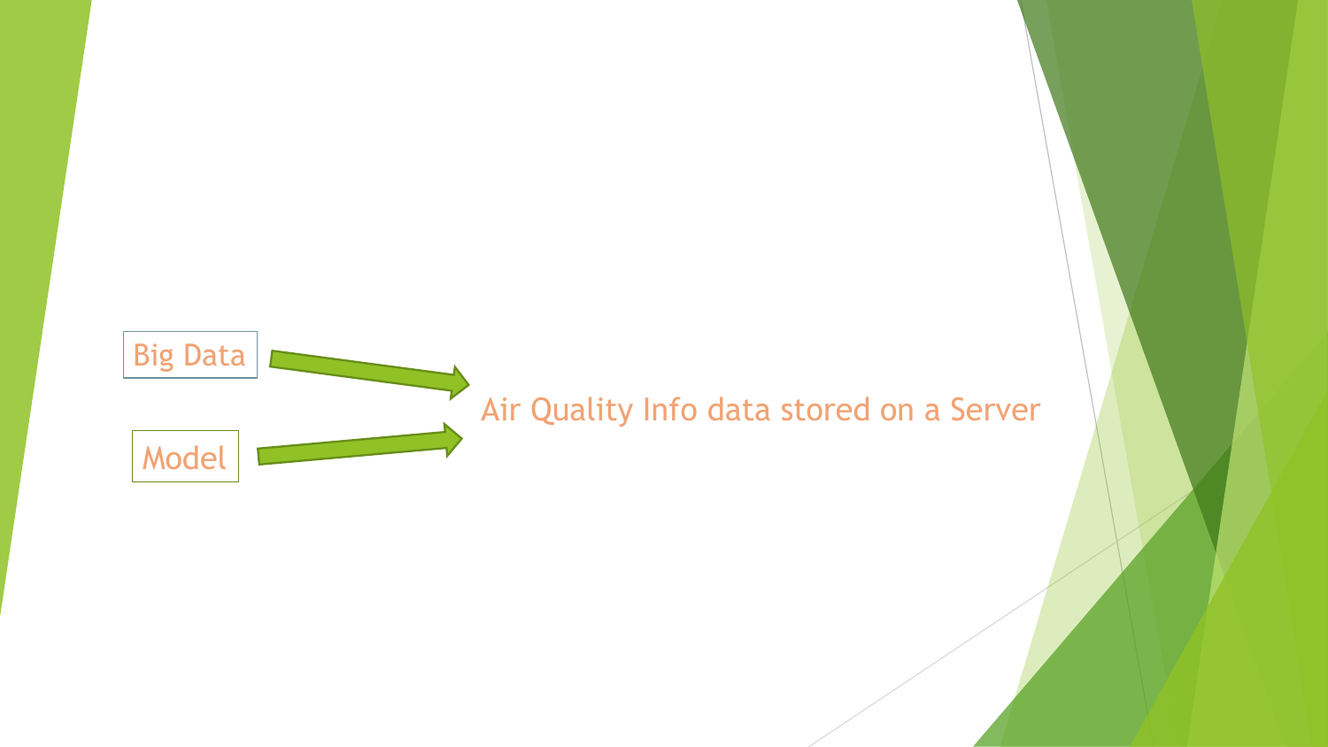Big Data

Model

Air Quality Info data stored on a Server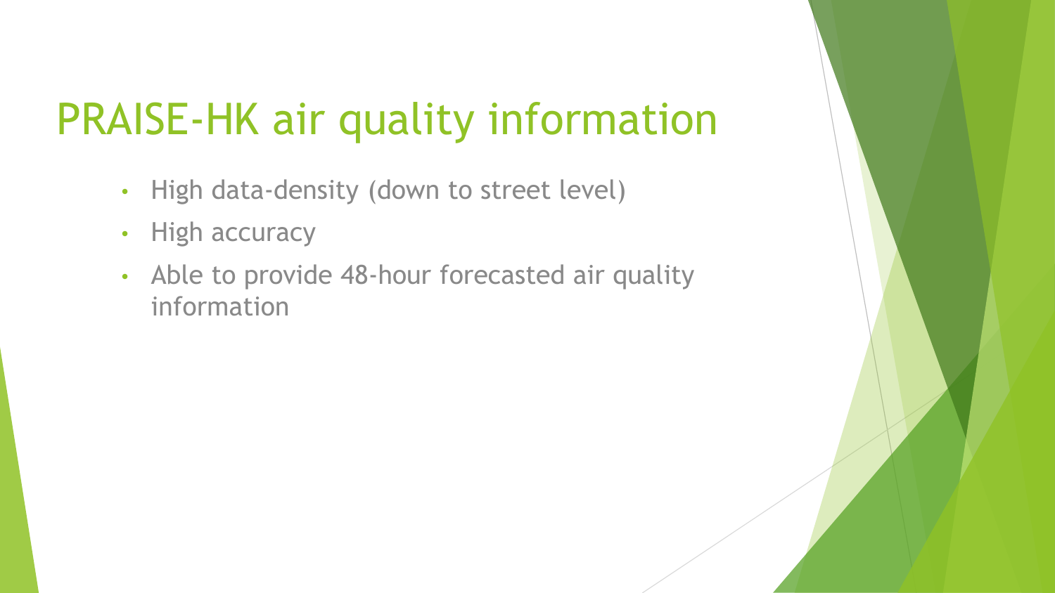# PRAISE-HK air quality information

- High data-density (down to street level)
- High accuracy
- Able to provide 48-hour forecasted air quality information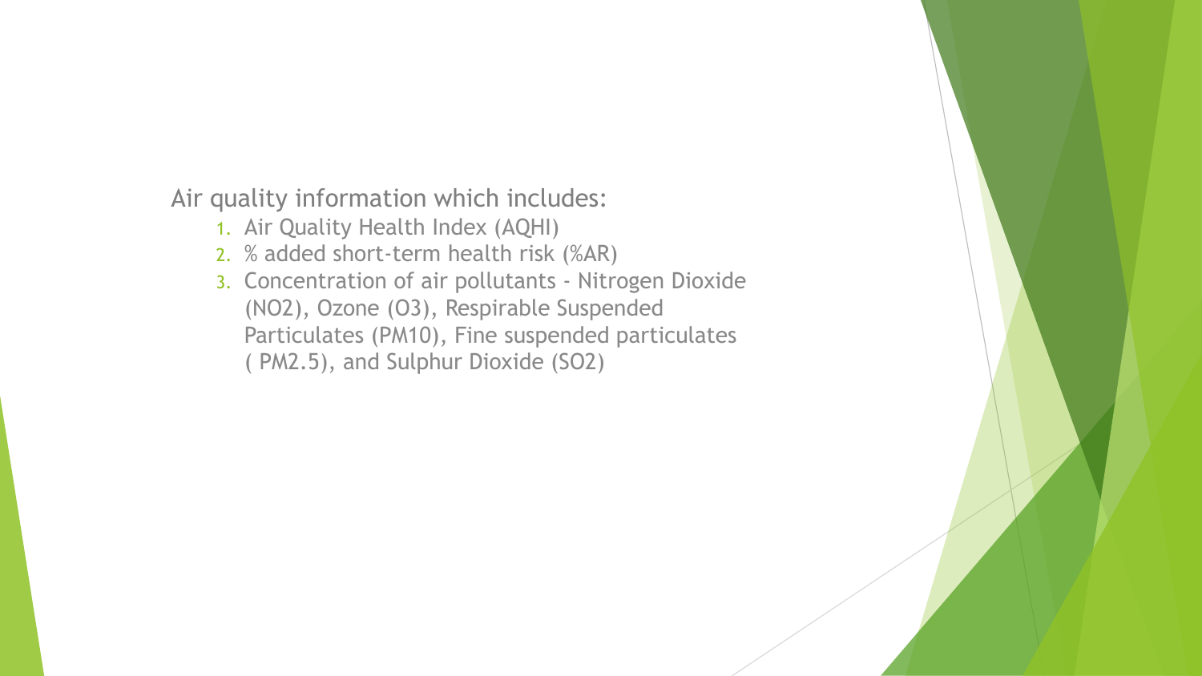Air quality information which includes:

1. Air Quality Health Index (AQHI)
2. % added short-term health risk (%AR)
3. Concentration of air pollutants - Nitrogen Dioxide ($NO_2$), Ozone ($O_3$), Respirable Suspended Particulates ($PM_{10}$), Fine suspended particulates ( $PM_{2.5}$), and Sulphur Dioxide ($SO_2$)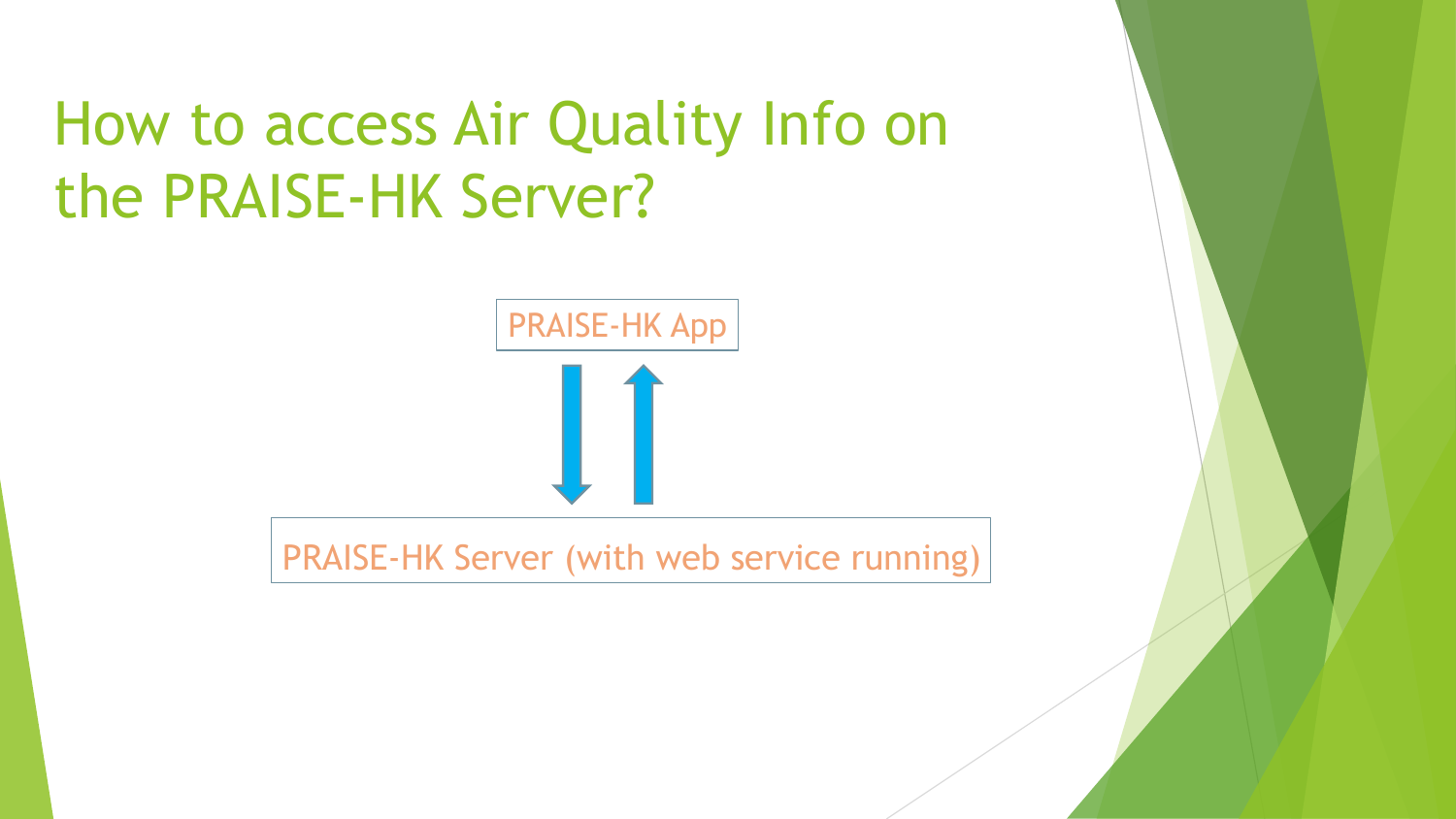# How to access Air Quality Info on the PRAISE-HK Server?

PRAISE-HK App

PRAISE-HK Server (with web service running)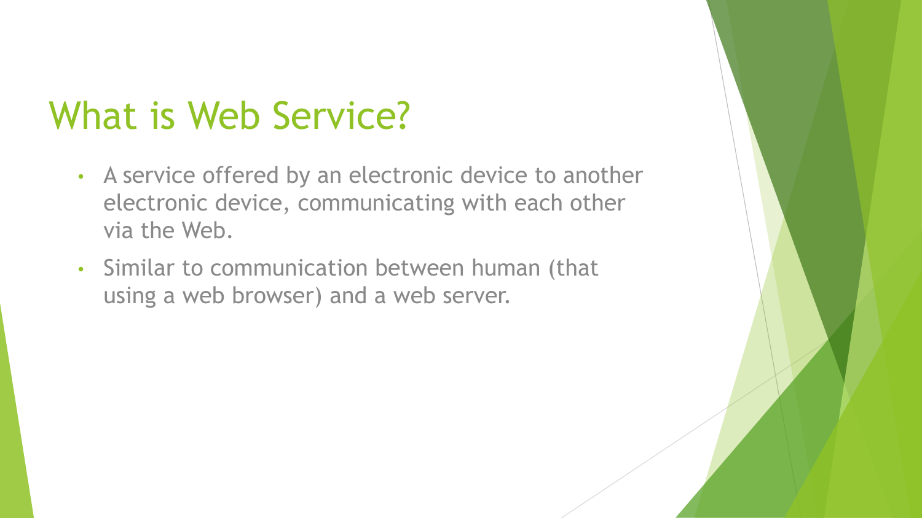# What is Web Service?

- A service offered by an electronic device to another electronic device, communicating with each other via the Web.
- Similar to communication between human (that using a web browser) and a web server.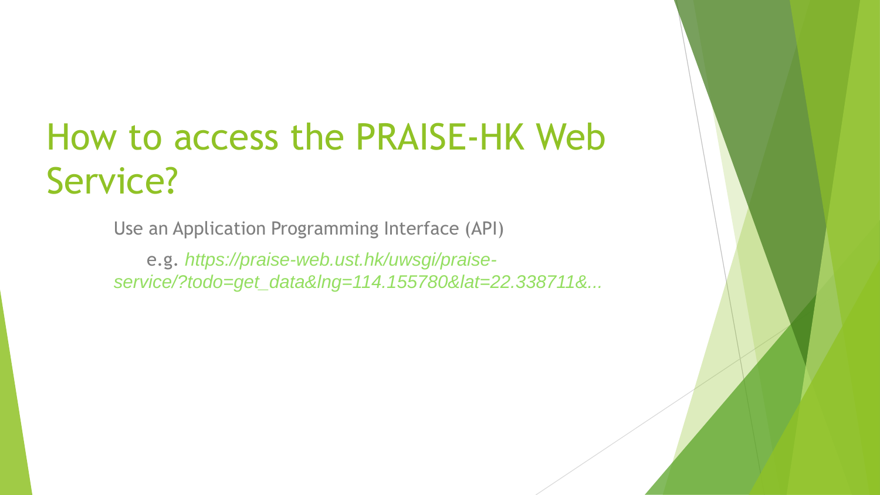# How to access the PRAISE-HK Web Service?

Use an Application Programming Interface (API)

e.g. *https://praise-web.ust.hk/uwsgi/praise-service/?todo=get_data&lng=114.155780&lat=22.338711&...*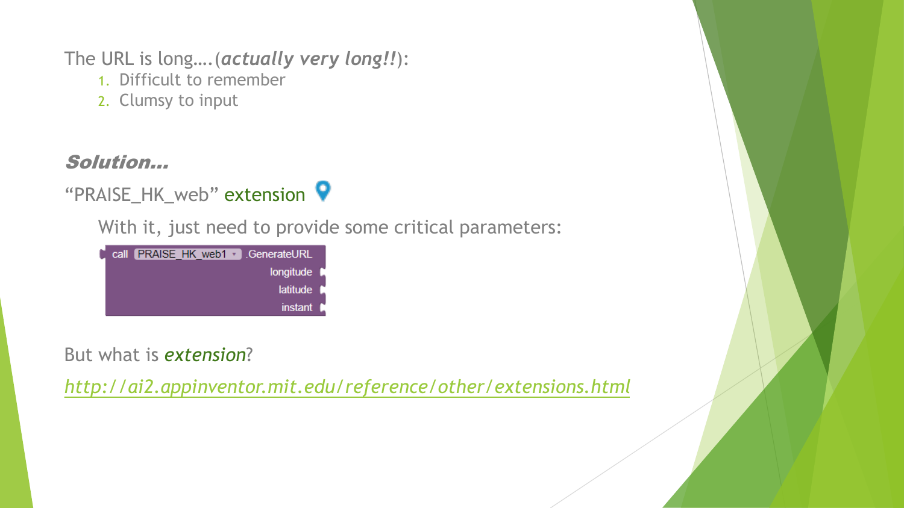The URL is long….(***actually very long!!***):

1. Difficult to remember
2. Clumsy to input

***Solution…***

"PRAISE_HK_web" extension

With it, just need to provide some critical parameters:

```
call PRAISE_HK_web1 .GenerateURL
                    longitude
                    latitude
                    instant
```

But what is ***extension***?

*http://ai2.appinventor.mit.edu/reference/other/extensions.html*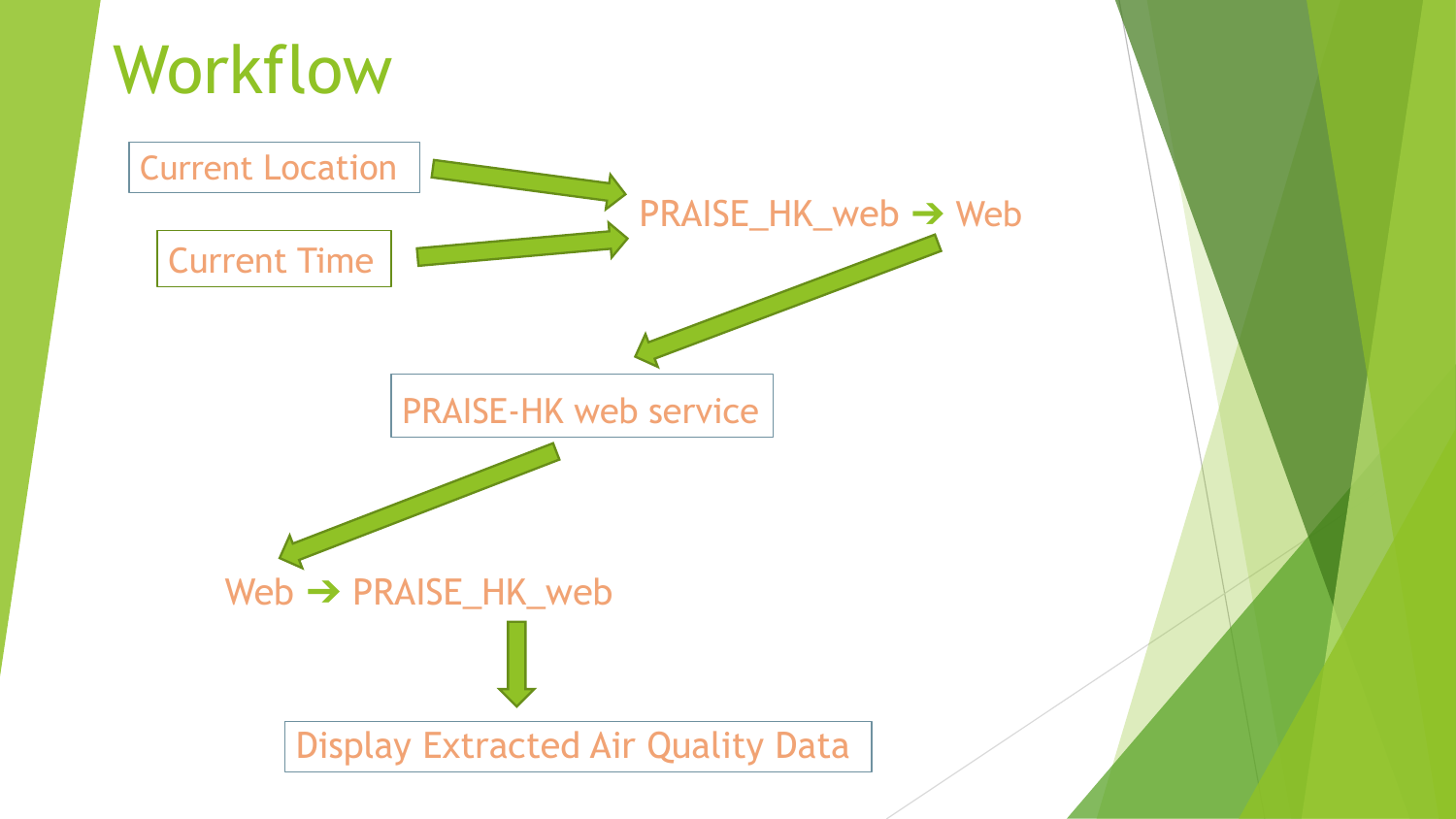# Workflow

Current Location

Current Time

PRAISE_HK_web ➔ Web

PRAISE-HK web service

Web ➔ PRAISE_HK_web

Display Extracted Air Quality Data